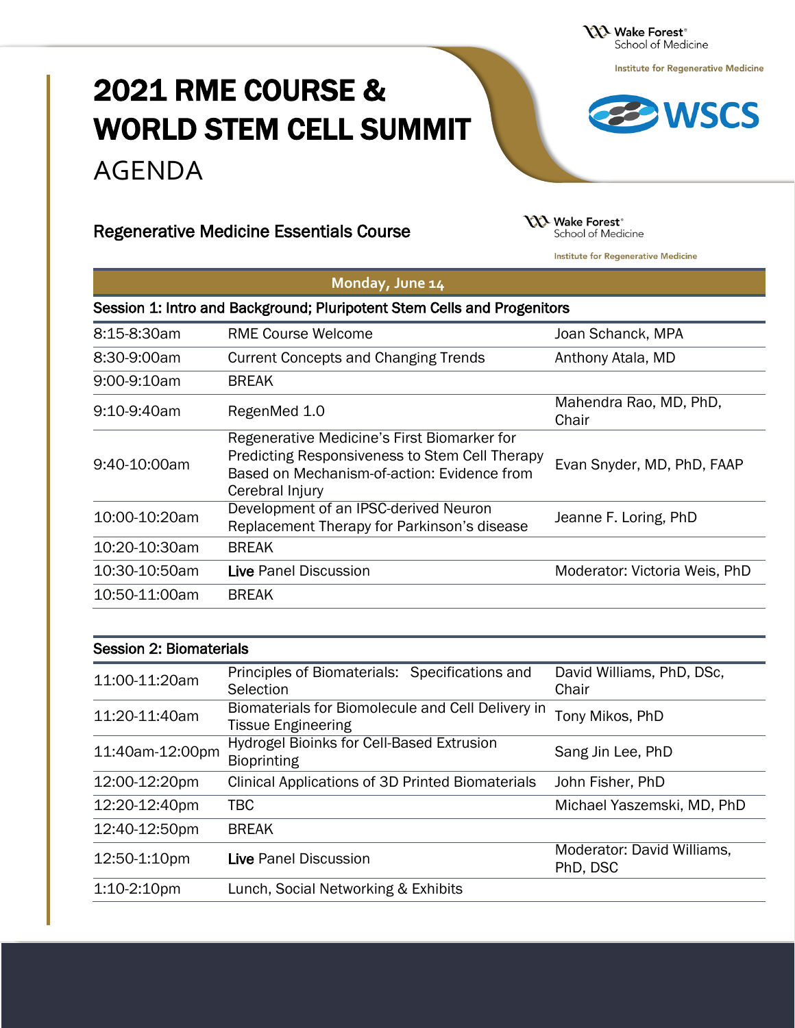Wake Forest® School of Medicine

Institute for Regenerative Medicine

WSCS

# 2021 RME COURSE & WORLD STEM CELL SUMMIT

# AGENDA

## Regenerative Medicine Essentials Course

Wake Forest® School of Medicine

Institute for Regenerative Medicine

### Monday, June 14

**Session 1: Intro and Background; Pluripotent Stem Cells and Progenitors**

| Time | Session | Speaker |
|---|---|---|
| 8:15-8:30am | RME Course Welcome | Joan Schanck, MPA |
| 8:30-9:00am | Current Concepts and Changing Trends | Anthony Atala, MD |
| 9:00-9:10am | BREAK | |
| 9:10-9:40am | RegenMed 1.0 | Mahendra Rao, MD, PhD, Chair |
| 9:40-10:00am | Regenerative Medicine's First Biomarker for Predicting Responsiveness to Stem Cell Therapy Based on Mechanism-of-action: Evidence from Cerebral Injury | Evan Snyder, MD, PhD, FAAP |
| 10:00-10:20am | Development of an IPSC-derived Neuron Replacement Therapy for Parkinson's disease | Jeanne F. Loring, PhD |
| 10:20-10:30am | BREAK | |
| 10:30-10:50am | **Live** Panel Discussion | Moderator: Victoria Weis, PhD |
| 10:50-11:00am | BREAK | |

**Session 2: Biomaterials**

| Time | Session | Speaker |
|---|---|---|
| 11:00-11:20am | Principles of Biomaterials: Specifications and Selection | David Williams, PhD, DSc, Chair |
| 11:20-11:40am | Biomaterials for Biomolecule and Cell Delivery in Tissue Engineering | Tony Mikos, PhD |
| 11:40am-12:00pm | Hydrogel Bioinks for Cell-Based Extrusion Bioprinting | Sang Jin Lee, PhD |
| 12:00-12:20pm | Clinical Applications of 3D Printed Biomaterials | John Fisher, PhD |
| 12:20-12:40pm | TBC | Michael Yaszemski, MD, PhD |
| 12:40-12:50pm | BREAK | |
| 12:50-1:10pm | **Live** Panel Discussion | Moderator: David Williams, PhD, DSC |
| 1:10-2:10pm | Lunch, Social Networking & Exhibits | |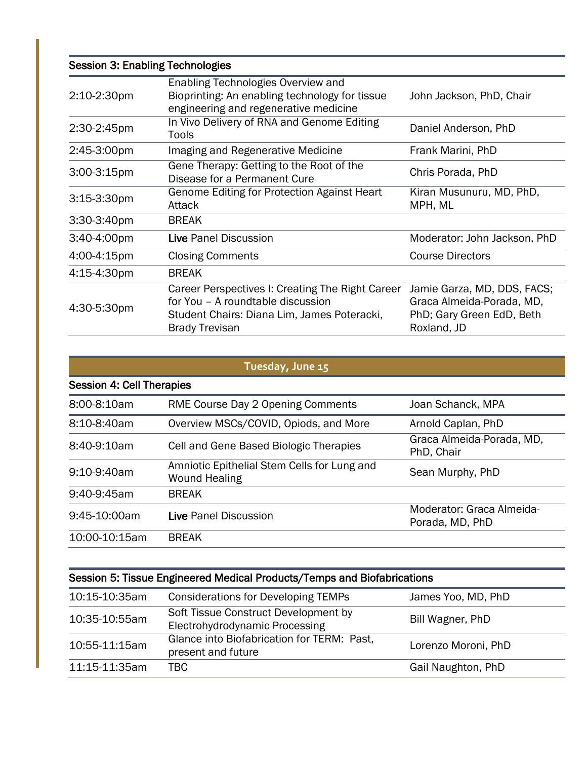| Session 3: Enabling Technologies | | |
|---|---|---|
| 2:10-2:30pm | Enabling Technologies Overview and Bioprinting: An enabling technology for tissue engineering and regenerative medicine | John Jackson, PhD, Chair |
| 2:30-2:45pm | In Vivo Delivery of RNA and Genome Editing Tools | Daniel Anderson, PhD |
| 2:45-3:00pm | Imaging and Regenerative Medicine | Frank Marini, PhD |
| 3:00-3:15pm | Gene Therapy: Getting to the Root of the Disease for a Permanent Cure | Chris Porada, PhD |
| 3:15-3:30pm | Genome Editing for Protection Against Heart Attack | Kiran Musunuru, MD, PhD, MPH, ML |
| 3:30-3:40pm | BREAK | |
| 3:40-4:00pm | **Live** Panel Discussion | Moderator: John Jackson, PhD |
| 4:00-4:15pm | Closing Comments | Course Directors |
| 4:15-4:30pm | BREAK | |
| 4:30-5:30pm | Career Perspectives I: Creating The Right Career for You – A roundtable discussion<br>Student Chairs: Diana Lim, James Poteracki, Brady Trevisan | Jamie Garza, MD, DDS, FACS; Graca Almeida-Porada, MD, PhD; Gary Green EdD, Beth Roxland, JD |

## Tuesday, June 15

| Session 4: Cell Therapies | | |
|---|---|---|
| 8:00-8:10am | RME Course Day 2 Opening Comments | Joan Schanck, MPA |
| 8:10-8:40am | Overview MSCs/COVID, Opiods, and More | Arnold Caplan, PhD |
| 8:40-9:10am | Cell and Gene Based Biologic Therapies | Graca Almeida-Porada, MD, PhD, Chair |
| 9:10-9:40am | Amniotic Epithelial Stem Cells for Lung and Wound Healing | Sean Murphy, PhD |
| 9:40-9:45am | BREAK | |
| 9:45-10:00am | **Live** Panel Discussion | Moderator: Graca Almeida-Porada, MD, PhD |
| 10:00-10:15am | BREAK | |

| Session 5: Tissue Engineered Medical Products/Temps and Biofabrications | | |
|---|---|---|
| 10:15-10:35am | Considerations for Developing TEMPs | James Yoo, MD, PhD |
| 10:35-10:55am | Soft Tissue Construct Development by Electrohydrodynamic Processing | Bill Wagner, PhD |
| 10:55-11:15am | Glance into Biofabrication for TERM: Past, present and future | Lorenzo Moroni, PhD |
| 11:15-11:35am | TBC | Gail Naughton, PhD |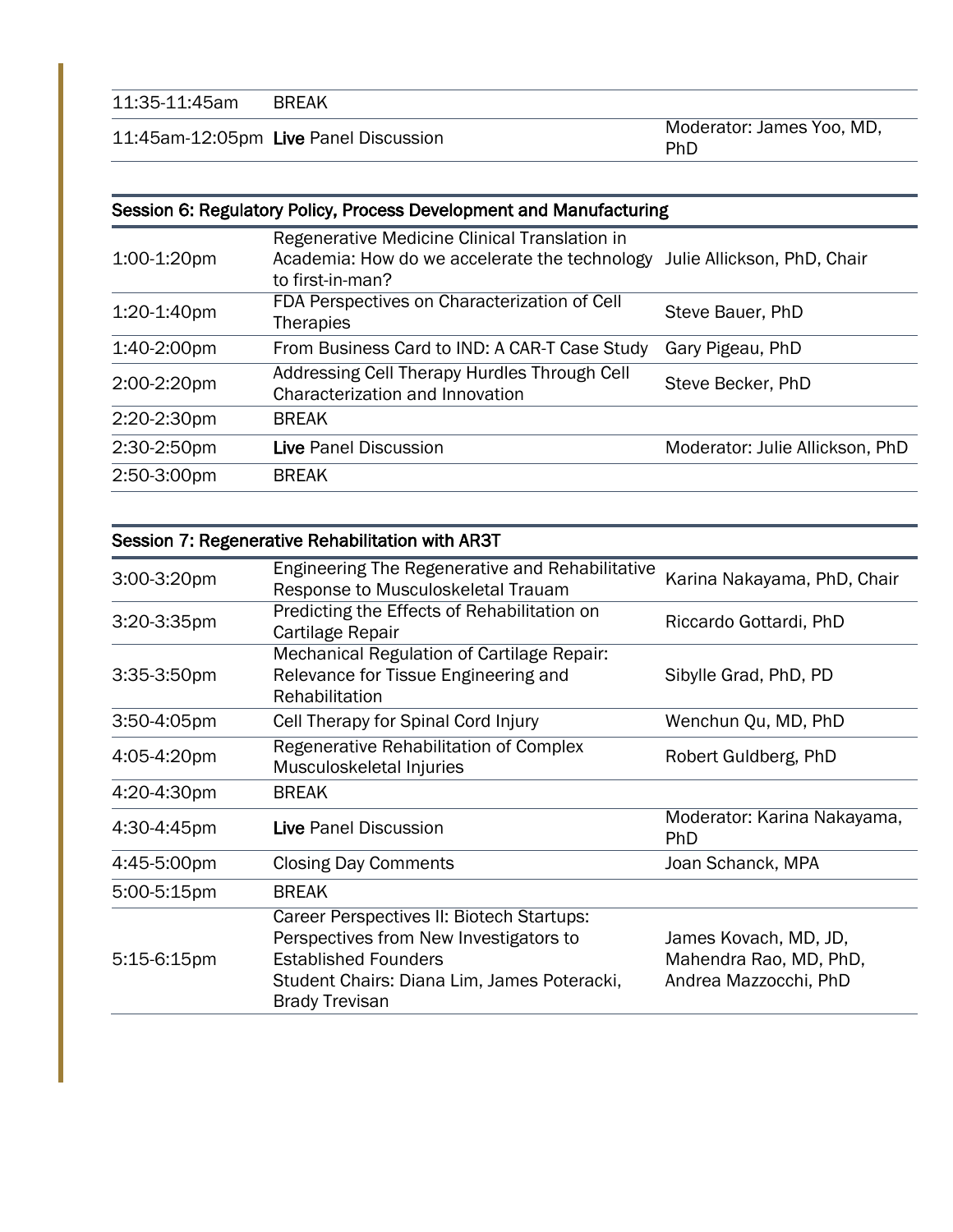| | | |
|---|---|---|
| 11:35-11:45am | BREAK | |
| 11:45am-12:05pm | **Live** Panel Discussion | Moderator: James Yoo, MD, PhD |

| Session 6: Regulatory Policy, Process Development and Manufacturing | | |
|---|---|---|
| 1:00-1:20pm | Regenerative Medicine Clinical Translation in Academia: How do we accelerate the technology to first-in-man? | Julie Allickson, PhD, Chair |
| 1:20-1:40pm | FDA Perspectives on Characterization of Cell Therapies | Steve Bauer, PhD |
| 1:40-2:00pm | From Business Card to IND: A CAR-T Case Study | Gary Pigeau, PhD |
| 2:00-2:20pm | Addressing Cell Therapy Hurdles Through Cell Characterization and Innovation | Steve Becker, PhD |
| 2:20-2:30pm | BREAK | |
| 2:30-2:50pm | **Live** Panel Discussion | Moderator: Julie Allickson, PhD |
| 2:50-3:00pm | BREAK | |

| Session 7: Regenerative Rehabilitation with AR3T | | |
|---|---|---|
| 3:00-3:20pm | Engineering The Regenerative and Rehabilitative Response to Musculoskeletal Trauam | Karina Nakayama, PhD, Chair |
| 3:20-3:35pm | Predicting the Effects of Rehabilitation on Cartilage Repair | Riccardo Gottardi, PhD |
| 3:35-3:50pm | Mechanical Regulation of Cartilage Repair: Relevance for Tissue Engineering and Rehabilitation | Sibylle Grad, PhD, PD |
| 3:50-4:05pm | Cell Therapy for Spinal Cord Injury | Wenchun Qu, MD, PhD |
| 4:05-4:20pm | Regenerative Rehabilitation of Complex Musculoskeletal Injuries | Robert Guldberg, PhD |
| 4:20-4:30pm | BREAK | |
| 4:30-4:45pm | **Live** Panel Discussion | Moderator: Karina Nakayama, PhD |
| 4:45-5:00pm | Closing Day Comments | Joan Schanck, MPA |
| 5:00-5:15pm | BREAK | |
| 5:15-6:15pm | Career Perspectives II: Biotech Startups: Perspectives from New Investigators to Established Founders<br>Student Chairs: Diana Lim, James Poteracki, Brady Trevisan | James Kovach, MD, JD, Mahendra Rao, MD, PhD, Andrea Mazzocchi, PhD |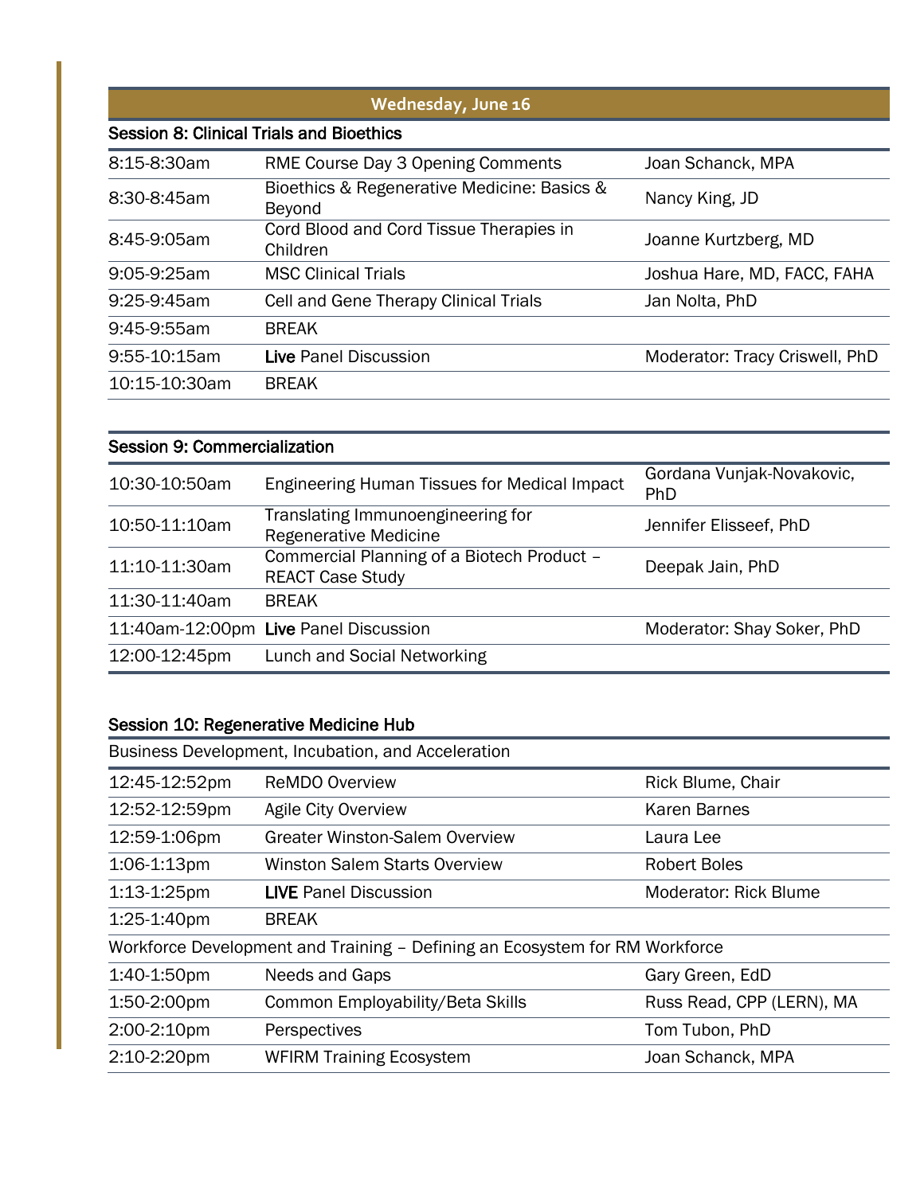## Wednesday, June 16

### Session 8: Clinical Trials and Bioethics

| | | |
|---|---|---|
| 8:15-8:30am | RME Course Day 3 Opening Comments | Joan Schanck, MPA |
| 8:30-8:45am | Bioethics & Regenerative Medicine: Basics & Beyond | Nancy King, JD |
| 8:45-9:05am | Cord Blood and Cord Tissue Therapies in Children | Joanne Kurtzberg, MD |
| 9:05-9:25am | MSC Clinical Trials | Joshua Hare, MD, FACC, FAHA |
| 9:25-9:45am | Cell and Gene Therapy Clinical Trials | Jan Nolta, PhD |
| 9:45-9:55am | BREAK | |
| 9:55-10:15am | **Live** Panel Discussion | Moderator: Tracy Criswell, PhD |
| 10:15-10:30am | BREAK | |

### Session 9: Commercialization

| | | |
|---|---|---|
| 10:30-10:50am | Engineering Human Tissues for Medical Impact | Gordana Vunjak-Novakovic, PhD |
| 10:50-11:10am | Translating Immunoengineering for Regenerative Medicine | Jennifer Elisseef, PhD |
| 11:10-11:30am | Commercial Planning of a Biotech Product – REACT Case Study | Deepak Jain, PhD |
| 11:30-11:40am | BREAK | |
| 11:40am-12:00pm | **Live** Panel Discussion | Moderator: Shay Soker, PhD |
| 12:00-12:45pm | Lunch and Social Networking | |

### Session 10: Regenerative Medicine Hub

Business Development, Incubation, and Acceleration

| | | |
|---|---|---|
| 12:45-12:52pm | ReMDO Overview | Rick Blume, Chair |
| 12:52-12:59pm | Agile City Overview | Karen Barnes |
| 12:59-1:06pm | Greater Winston-Salem Overview | Laura Lee |
| 1:06-1:13pm | Winston Salem Starts Overview | Robert Boles |
| 1:13-1:25pm | **LIVE** Panel Discussion | Moderator: Rick Blume |
| 1:25-1:40pm | BREAK | |

Workforce Development and Training – Defining an Ecosystem for RM Workforce

| | | |
|---|---|---|
| 1:40-1:50pm | Needs and Gaps | Gary Green, EdD |
| 1:50-2:00pm | Common Employability/Beta Skills | Russ Read, CPP (LERN), MA |
| 2:00-2:10pm | Perspectives | Tom Tubon, PhD |
| 2:10-2:20pm | WFIRM Training Ecosystem | Joan Schanck, MPA |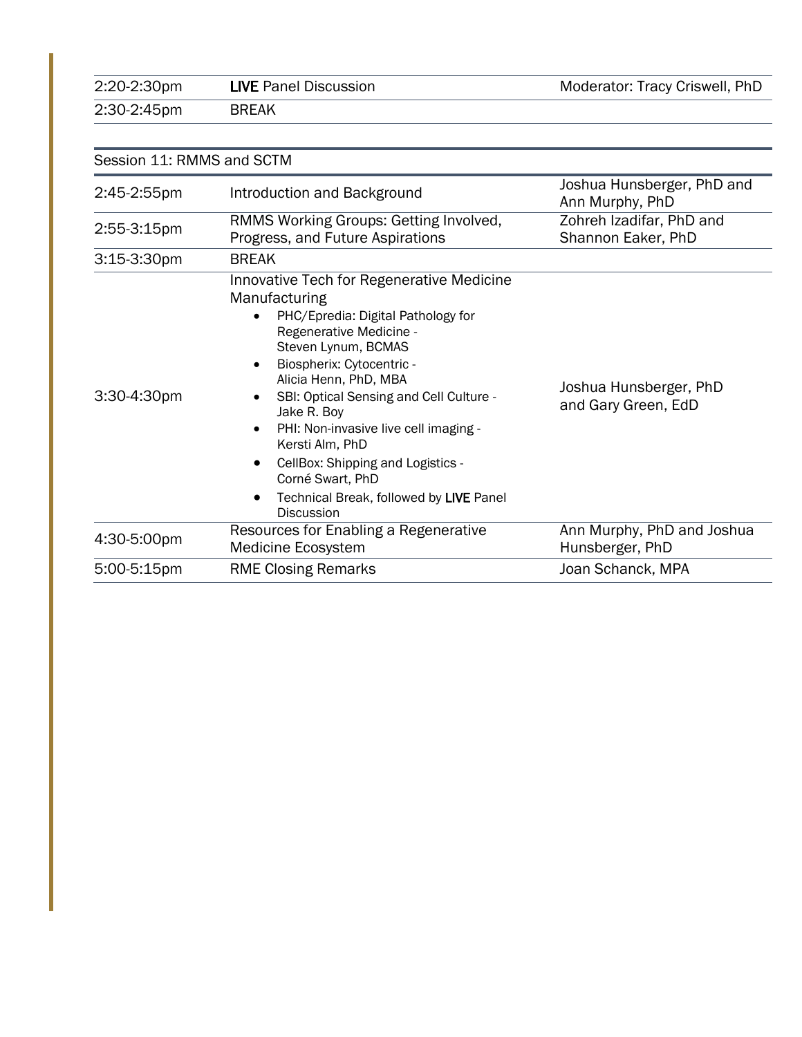| | | |
|---|---|---|
| 2:20-2:30pm | **LIVE** Panel Discussion | Moderator: Tracy Criswell, PhD |
| 2:30-2:45pm | BREAK | |

| Session 11: RMMS and SCTM | | |
|---|---|---|
| 2:45-2:55pm | Introduction and Background | Joshua Hunsberger, PhD and Ann Murphy, PhD |
| 2:55-3:15pm | RMMS Working Groups: Getting Involved, Progress, and Future Aspirations | Zohreh Izadifar, PhD and Shannon Eaker, PhD |
| 3:15-3:30pm | BREAK | |
| 3:30-4:30pm | Innovative Tech for Regenerative Medicine Manufacturing<br>• PHC/Epredia: Digital Pathology for Regenerative Medicine - Steven Lynum, BCMAS<br>• Biospherix: Cytocentric - Alicia Henn, PhD, MBA<br>• SBI: Optical Sensing and Cell Culture - Jake R. Boy<br>• PHI: Non-invasive live cell imaging - Kersti Alm, PhD<br>• CellBox: Shipping and Logistics - Corné Swart, PhD<br>• Technical Break, followed by **LIVE** Panel Discussion | Joshua Hunsberger, PhD and Gary Green, EdD |
| 4:30-5:00pm | Resources for Enabling a Regenerative Medicine Ecosystem | Ann Murphy, PhD and Joshua Hunsberger, PhD |
| 5:00-5:15pm | RME Closing Remarks | Joan Schanck, MPA |